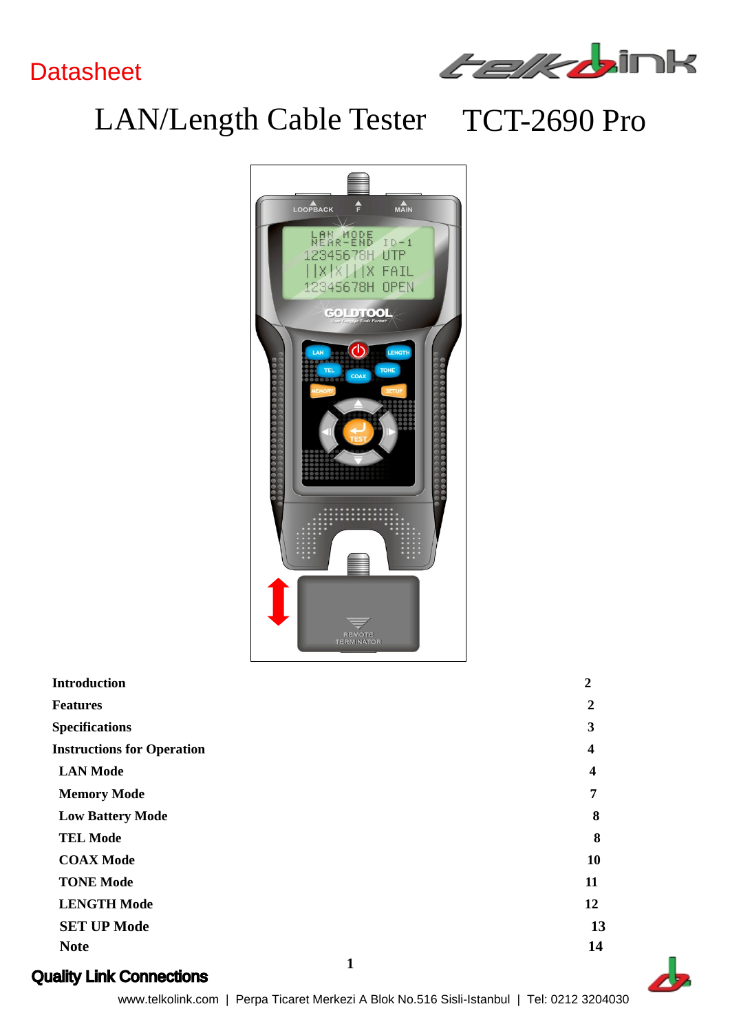Datasheet

# LAN/Length Cable Tester TCT-2690 Pro

| | |
|---|---|
| **Introduction** | **2** |
| **Features** | **2** |
| **Specifications** | **3** |
| **Instructions for Operation** | **4** |
| **LAN Mode** | **4** |
| **Memory Mode** | **7** |
| **Low Battery Mode** | **8** |
| **TEL Mode** | **8** |
| **COAX Mode** | **10** |
| **TONE Mode** | **11** |
| **LENGTH Mode** | **12** |
| **SET UP Mode** | **13** |
| **Note** | **14** |

**Quality Link Connections**

www.telkolink.com | Perpa Ticaret Merkezi A Blok No.516 Sisli-Istanbul | Tel: 0212 3204030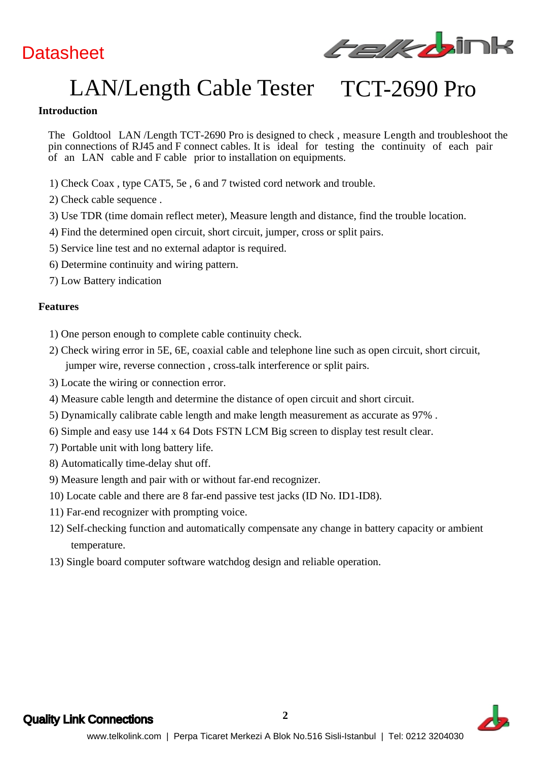Datasheet

# LAN/Length Cable Tester TCT-2690 Pro

**Introduction**

The Goldtool LAN /Length TCT-2690 Pro is designed to check , measure Length and troubleshoot the pin connections of RJ45 and F connect cables. It is ideal for testing the continuity of each pair of an LAN cable and F cable prior to installation on equipments.

1) Check Coax , type CAT5, 5e , 6 and 7 twisted cord network and trouble.
2) Check cable sequence .
3) Use TDR (time domain reflect meter), Measure length and distance, find the trouble location.
4) Find the determined open circuit, short circuit, jumper, cross or split pairs.
5) Service line test and no external adaptor is required.
6) Determine continuity and wiring pattern.
7) Low Battery indication

**Features**

1) One person enough to complete cable continuity check.
2) Check wiring error in 5E, 6E, coaxial cable and telephone line such as open circuit, short circuit, jumper wire, reverse connection , cross-talk interference or split pairs.
3) Locate the wiring or connection error.
4) Measure cable length and determine the distance of open circuit and short circuit.
5) Dynamically calibrate cable length and make length measurement as accurate as 97% .
6) Simple and easy use 144 x 64 Dots FSTN LCM Big screen to display test result clear.
7) Portable unit with long battery life.
8) Automatically time-delay shut off.
9) Measure length and pair with or without far-end recognizer.
10) Locate cable and there are 8 far-end passive test jacks (ID No. ID1-ID8).
11) Far-end recognizer with prompting voice.
12) Self-checking function and automatically compensate any change in battery capacity or ambient temperature.
13) Single board computer software watchdog design and reliable operation.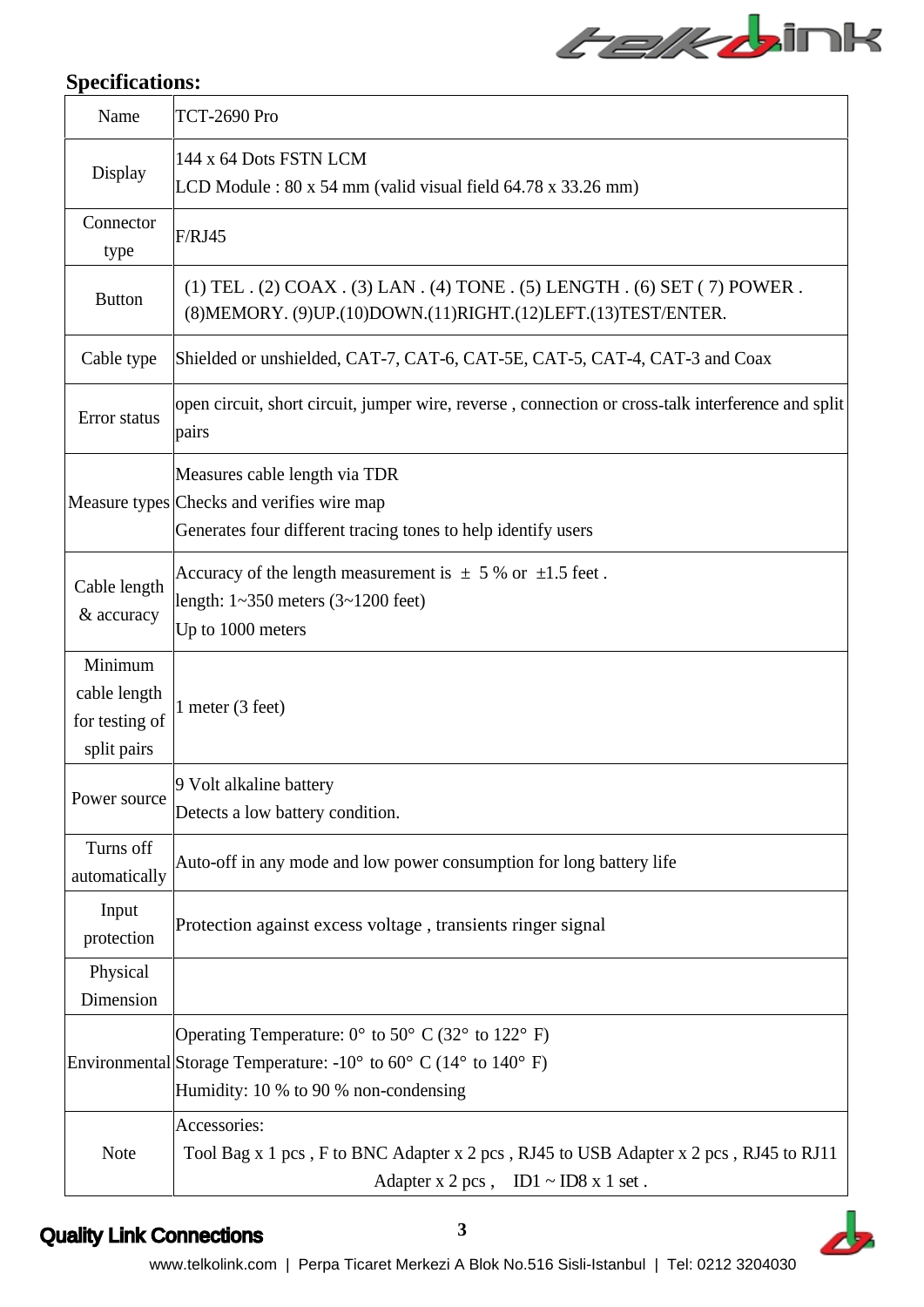**Specifications:**

| Name | TCT-2690 Pro |
|---|---|
| Display | 144 x 64 Dots FSTN LCM<br>LCD Module : 80 x 54 mm (valid visual field 64.78 x 33.26 mm) |
| Connector type | F/RJ45 |
| Button | (1) TEL . (2) COAX . (3) LAN . (4) TONE . (5) LENGTH . (6) SET ( 7) POWER . (8)MEMORY. (9)UP.(10)DOWN.(11)RIGHT.(12)LEFT.(13)TEST/ENTER. |
| Cable type | Shielded or unshielded, CAT-7, CAT-6, CAT-5E, CAT-5, CAT-4, CAT-3 and Coax |
| Error status | open circuit, short circuit, jumper wire, reverse , connection or cross-talk interference and split pairs |
| Measure types | Measures cable length via TDR<br>Checks and verifies wire map<br>Generates four different tracing tones to help identify users |
| Cable length & accuracy | Accuracy of the length measurement is ± 5 % or ±1.5 feet .<br>length: 1~350 meters (3~1200 feet)<br>Up to 1000 meters |
| Minimum cable length for testing of split pairs | 1 meter (3 feet) |
| Power source | 9 Volt alkaline battery<br>Detects a low battery condition. |
| Turns off automatically | Auto-off in any mode and low power consumption for long battery life |
| Input protection | Protection against excess voltage , transients ringer signal |
| Physical Dimension | |
| Environmental | Operating Temperature: 0° to 50° C (32° to 122° F)<br>Storage Temperature: -10° to 60° C (14° to 140° F)<br>Humidity: 10 % to 90 % non-condensing |
| Note | Accessories:<br>Tool Bag x 1 pcs , F to BNC Adapter x 2 pcs , RJ45 to USB Adapter x 2 pcs , RJ45 to RJ11 Adapter x 2 pcs , ID1 ~ ID8 x 1 set . |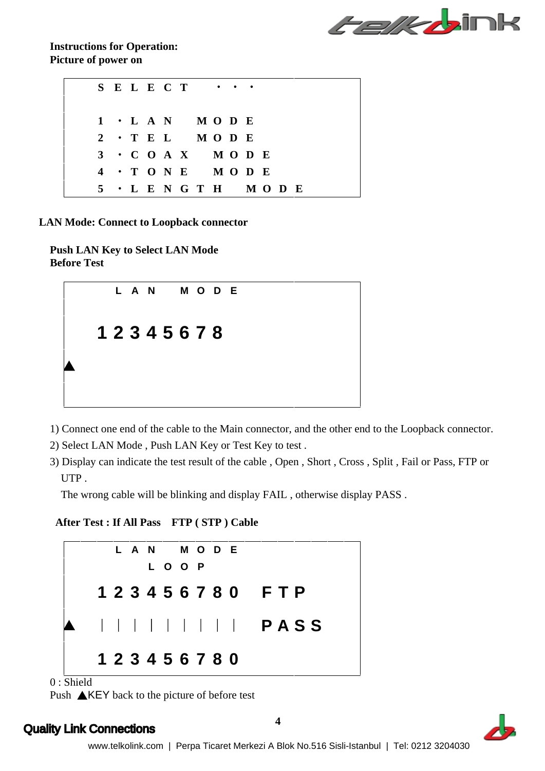**Instructions for Operation:**
**Picture of power on**

```
SELECT ...

1 . LAN MODE
2 . TEL MODE
3 . COAX MODE
4 . TONE MODE
5 . LENGTH MODE
```

**LAN Mode: Connect to Loopback connector**

**Push LAN Key to Select LAN Mode**
**Before Test**

```
LAN MODE

12345678
▲
```

1) Connect one end of the cable to the Main connector, and the other end to the Loopback connector.
2) Select LAN Mode , Push LAN Key or Test Key to test .
3) Display can indicate the test result of the cable , Open , Short , Cross , Split , Fail or Pass, FTP or UTP .
The wrong cable will be blinking and display FAIL , otherwise display PASS .

**After Test : If All Pass FTP ( STP ) Cable**

```
LAN MODE
LOOP
123456780  FTP
▲ | | | | | | | | |  PASS
123456780
```

0 : Shield
Push ▲KEY back to the picture of before test

Quality Link Connections
www.telkolink.com | Perpa Ticaret Merkezi A Blok No.516 Sisli-Istanbul | Tel: 0212 3204030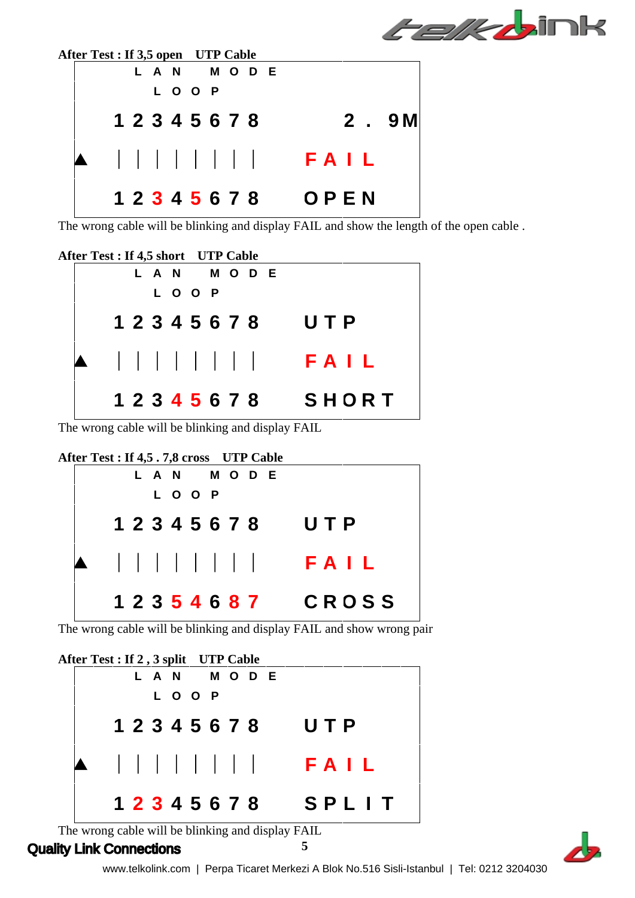**After Test : If 3,5 open UTP Cable**

```
    L A N   M O D E
      L O O P
  1 2 3 4 5 6 7 8      2 . 9M
▲ | | | | | | | |    F A I L
  1 2 3 4 5 6 7 8    O P E N
```

The wrong cable will be blinking and display FAIL and show the length of the open cable .

**After Test : If 4,5 short UTP Cable**

```
    L A N   M O D E
      L O O P
  1 2 3 4 5 6 7 8    U T P
▲ | | | | | | | |    F A I L
  1 2 3 4 5 6 7 8    S H O R T
```

The wrong cable will be blinking and display FAIL

**After Test : If 4,5 . 7,8 cross UTP Cable**

```
    L A N   M O D E
      L O O P
  1 2 3 4 5 6 7 8    U T P
▲ | | | | | | | |    F A I L
  1 2 3 5 4 6 8 7    C R O S S
```

The wrong cable will be blinking and display FAIL and show wrong pair

**After Test : If 2 , 3 split UTP Cable**

```
    L A N   M O D E
      L O O P
  1 2 3 4 5 6 7 8    U T P
▲ | | | | | | | |    F A I L
  1 2 3 4 5 6 7 8    S P L I T
```

The wrong cable will be blinking and display FAIL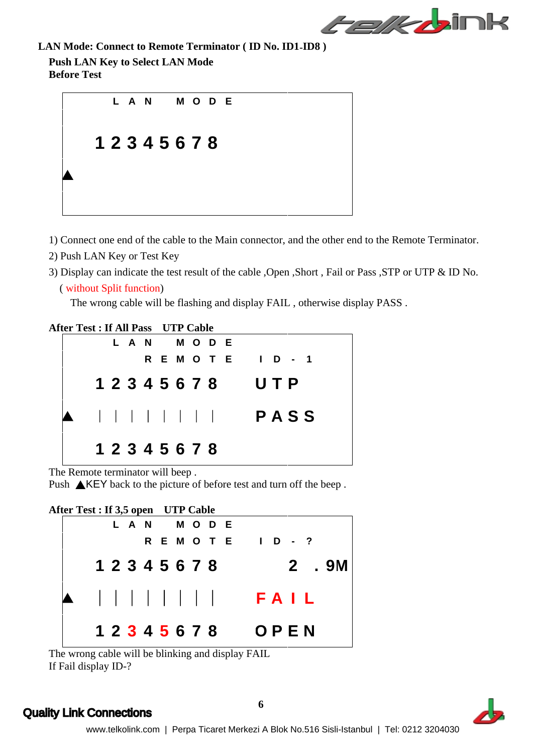**LAN Mode: Connect to Remote Terminator ( ID No. ID1-ID8 )**

**Push LAN Key to Select LAN Mode**

**Before Test**

```
        L A N   M O D E

     1 2 3 4 5 6 7 8
▲
```

1) Connect one end of the cable to the Main connector, and the other end to the Remote Terminator.

2) Push LAN Key or Test Key

3) Display can indicate the test result of the cable ,Open ,Short , Fail or Pass ,STP or UTP & ID No.
( without Split function)
The wrong cable will be flashing and display FAIL , otherwise display PASS .

**After Test : If All Pass UTP Cable**

```
        L A N   M O D E
          R E M O T E    I D - 1
     1 2 3 4 5 6 7 8    U T P
▲    | | | | | | | |    P A S S
     1 2 3 4 5 6 7 8
```

The Remote terminator will beep .

Push ▲KEY back to the picture of before test and turn off the beep .

**After Test : If 3,5 open UTP Cable**

```
        L A N   M O D E
          R E M O T E    I D - ?
     1 2 3 4 5 6 7 8       2  . 9M
▲    | | | | | | | |    F A I L
     1 2 3 4 5 6 7 8    O P E N
```

The wrong cable will be blinking and display FAIL

If Fail display ID-?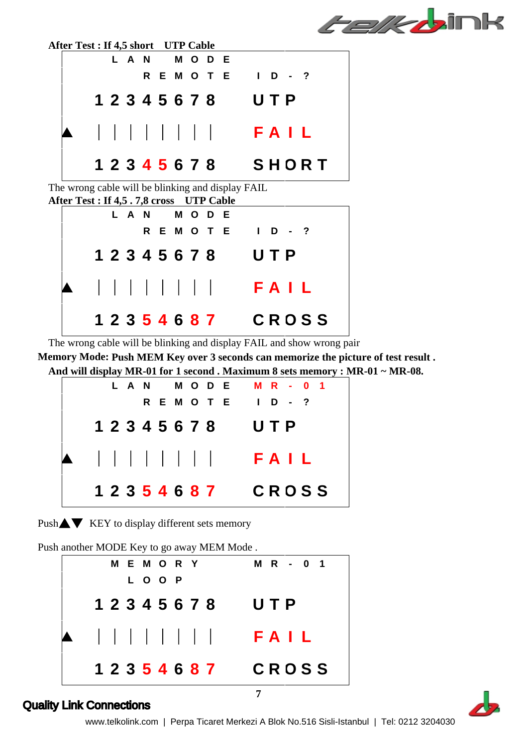**After Test : If 4,5 short UTP Cable**

```
        L A N     M O D E
              R E M O T E     I D - ?
  1 2 3 4 5 6 7 8     U T P
▲ | | | | | | | |     F A I L
  1 2 3 4 5 6 7 8     S H O R T
```

The wrong cable will be blinking and display FAIL

**After Test : If 4,5 . 7,8 cross UTP Cable**

```
        L A N     M O D E
              R E M O T E     I D - ?
  1 2 3 4 5 6 7 8     U T P
▲ | | | | | | | |     F A I L
  1 2 3 5 4 6 8 7     C R O S S
```

The wrong cable will be blinking and display FAIL and show wrong pair

**Memory Mode: Push MEM Key over 3 seconds can memorize the picture of test result .**
**And will display MR-01 for 1 second . Maximum 8 sets memory : MR-01 ~ MR-08.**

```
        L A N     M O D E     M R - 0 1
              R E M O T E     I D - ?
  1 2 3 4 5 6 7 8     U T P
▲ | | | | | | | |     F A I L
  1 2 3 5 4 6 8 7     C R O S S
```

Push ▲▼ KEY to display different sets memory

Push another MODE Key to go away MEM Mode .

```
        M E M O R Y        M R - 0 1
          L O O P
  1 2 3 4 5 6 7 8     U T P
▲ | | | | | | | |     F A I L
  1 2 3 5 4 6 8 7     C R O S S
```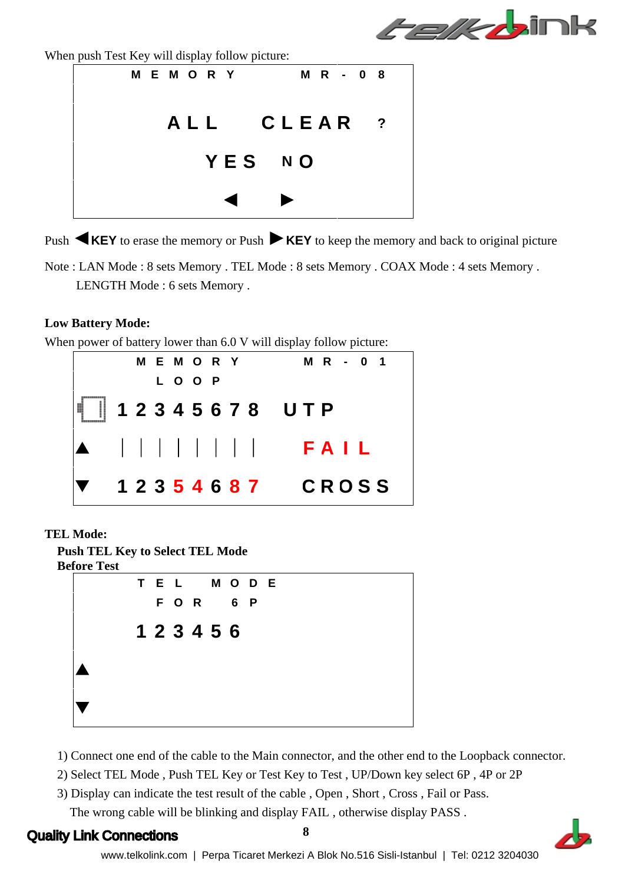When push Test Key will display follow picture:

```
        M E M O R Y          M R - 0 8

           A L L    C L E A R  ?

              Y E S   N O

               ◀     ▶
```

Push ◀**KEY** to erase the memory or Push ▶**KEY** to keep the memory and back to original picture

Note : LAN Mode : 8 sets Memory . TEL Mode : 8 sets Memory . COAX Mode : 4 sets Memory .
LENGTH Mode : 6 sets Memory .

**Low Battery Mode:**

When power of battery lower than 6.0 V will display follow picture:

```
        M E M O R Y          M R - 0 1
          L O O P
[▯]  1 2 3 4 5 6 7 8   U T P
▲    | | | | | | | |     F A I L
▼    1 2 3 5 4 6 8 7     C R O S S
```

**TEL Mode:**

**Push TEL Key to Select TEL Mode**
**Before Test**

```
        T E L    M O D E
          F O R   6 P
        1 2 3 4 5 6

▲

▼
```

1) Connect one end of the cable to the Main connector, and the other end to the Loopback connector.
2) Select TEL Mode , Push TEL Key or Test Key to Test , UP/Down key select 6P , 4P or 2P
3) Display can indicate the test result of the cable , Open , Short , Cross , Fail or Pass.
   The wrong cable will be blinking and display FAIL , otherwise display PASS .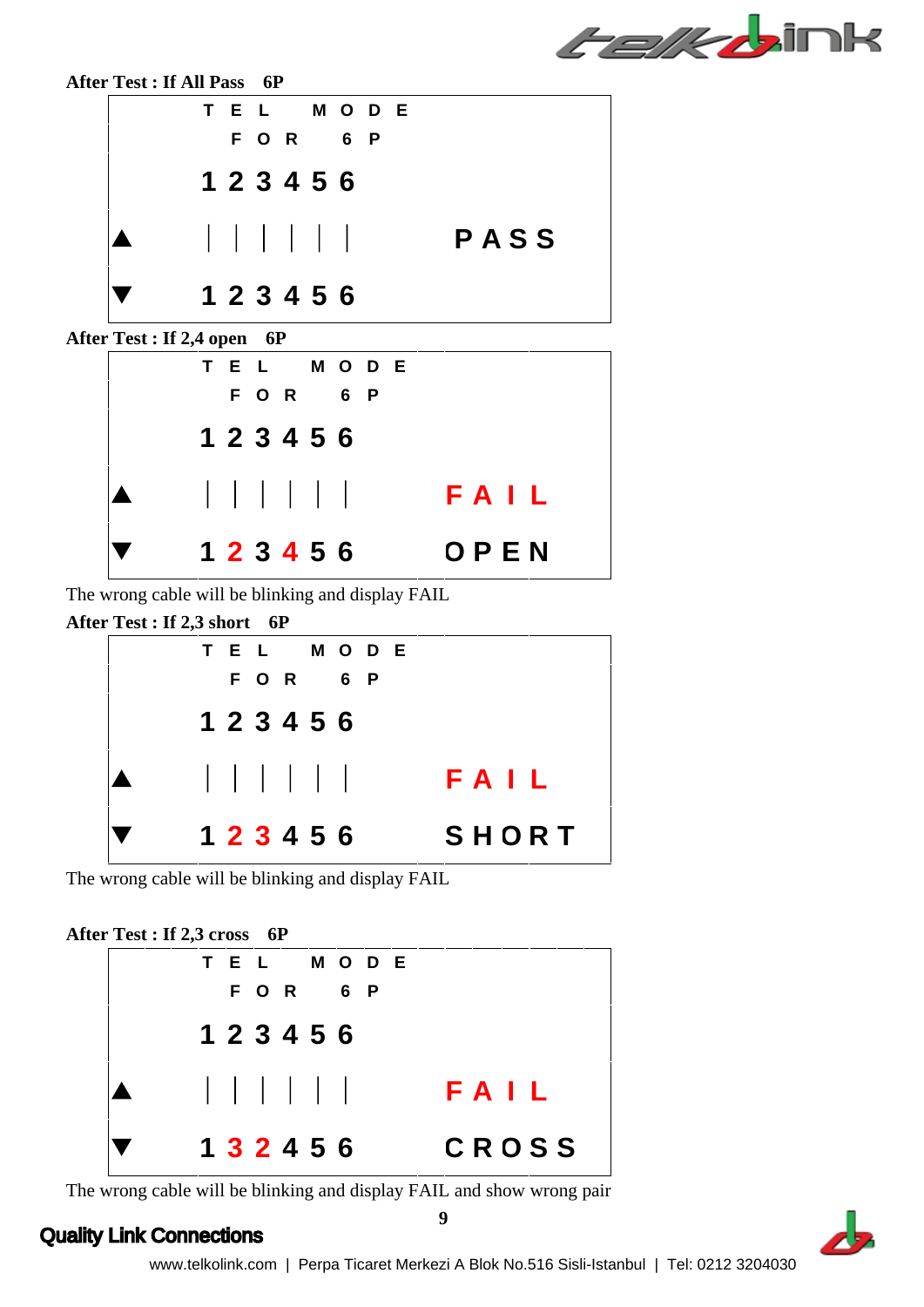**After Test : If All Pass 6P**

```
        T E L   M O D E
          F O R   6 P
        1 2 3 4 5 6
▲       | | | | | |       P A S S
▼       1 2 3 4 5 6
```

**After Test : If 2,4 open 6P**

```
        T E L   M O D E
          F O R   6 P
        1 2 3 4 5 6
▲       | | | | | |       F A I L
▼       1 2 3 4 5 6       O P E N
```

The wrong cable will be blinking and display FAIL

**After Test : If 2,3 short 6P**

```
        T E L   M O D E
          F O R   6 P
        1 2 3 4 5 6
▲       | | | | | |       F A I L
▼       1 2 3 4 5 6       S H O R T
```

The wrong cable will be blinking and display FAIL

**After Test : If 2,3 cross 6P**

```
        T E L   M O D E
          F O R   6 P
        1 2 3 4 5 6
▲       | | | | | |       F A I L
▼       1 3 2 4 5 6       C R O S S
```

The wrong cable will be blinking and display FAIL and show wrong pair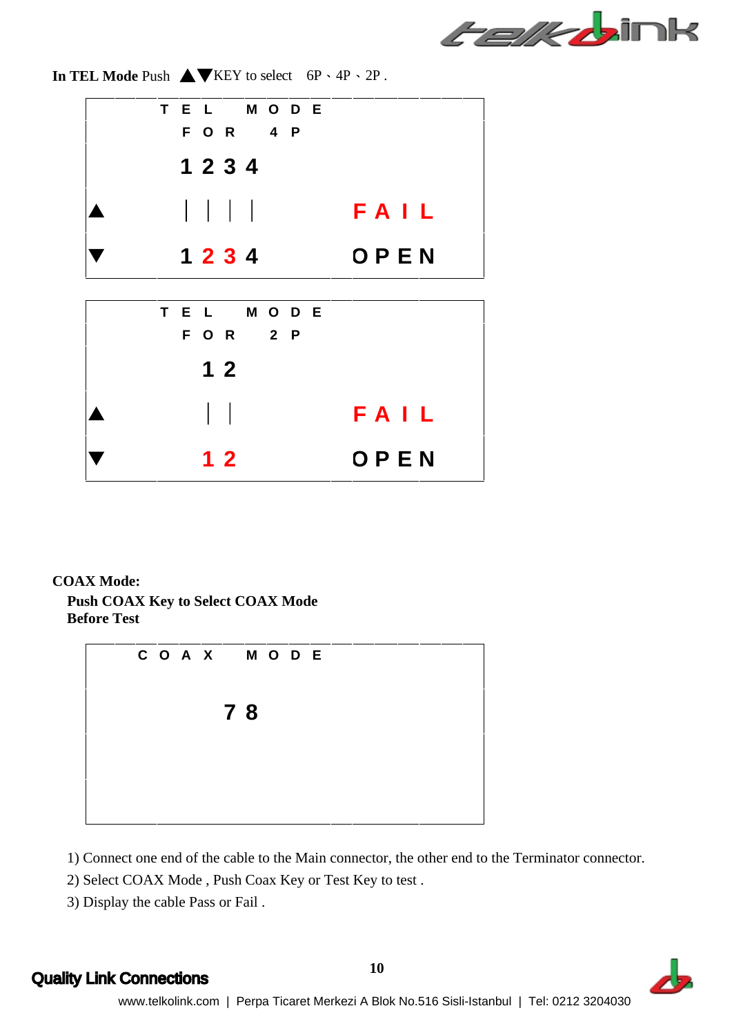**In TEL Mode** Push ▲▼KEY to select 6P、4P、2P .

| | TEL MODE | |
|---|---|---|
| | FOR 4P | |
| | 1 2 3 4 | |
| ▲ | &#124; &#124; &#124; &#124; | FAIL |
| ▼ | 1 2 3 4 | OPEN |

| | TEL MODE | |
|---|---|---|
| | FOR 2P | |
| | 1 2 | |
| ▲ | &#124; &#124; | FAIL |
| ▼ | 1 2 | OPEN |

**COAX Mode:**

**Push COAX Key to Select COAX Mode Before Test**

| COAX MODE |
|---|
| 7 8 |
| |
| |

1) Connect one end of the cable to the Main connector, the other end to the Terminator connector.
2) Select COAX Mode , Push Coax Key or Test Key to test .
3) Display the cable Pass or Fail .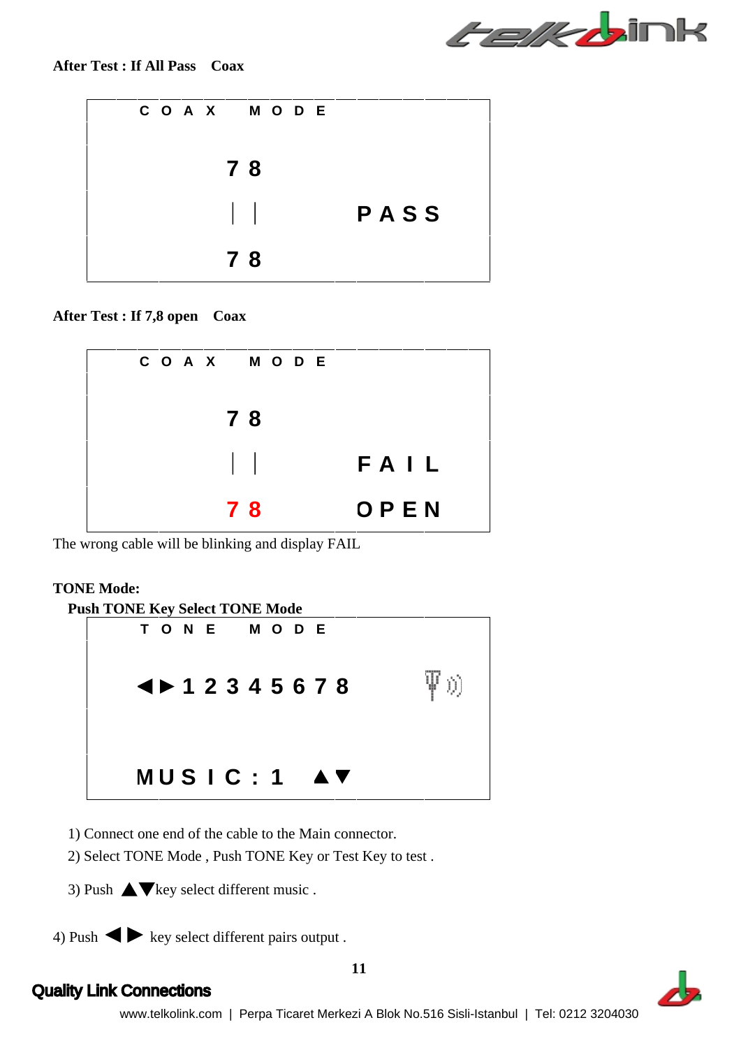**After Test : If All Pass  Coax**

```
COAX MODE

        7 8
        | |          PASS
        7 8
```

**After Test : If 7,8 open  Coax**

```
COAX MODE

        7 8
        | |          FAIL
        7 8          OPEN
```

The wrong cable will be blinking and display FAIL

**TONE Mode:**

**Push TONE Key Select TONE Mode**

```
TONE MODE

◄► 1 2 3 4 5 6 7 8

MUSIC : 1   ▲▼
```

1) Connect one end of the cable to the Main connector.

2) Select TONE Mode , Push TONE Key or Test Key to test .

3) Push ▲▼key select different music .

4) Push ◄ ► key select different pairs output .

Quality Link Connections

www.telkolink.com | Perpa Ticaret Merkezi A Blok No.516 Sisli-Istanbul | Tel: 0212 3204030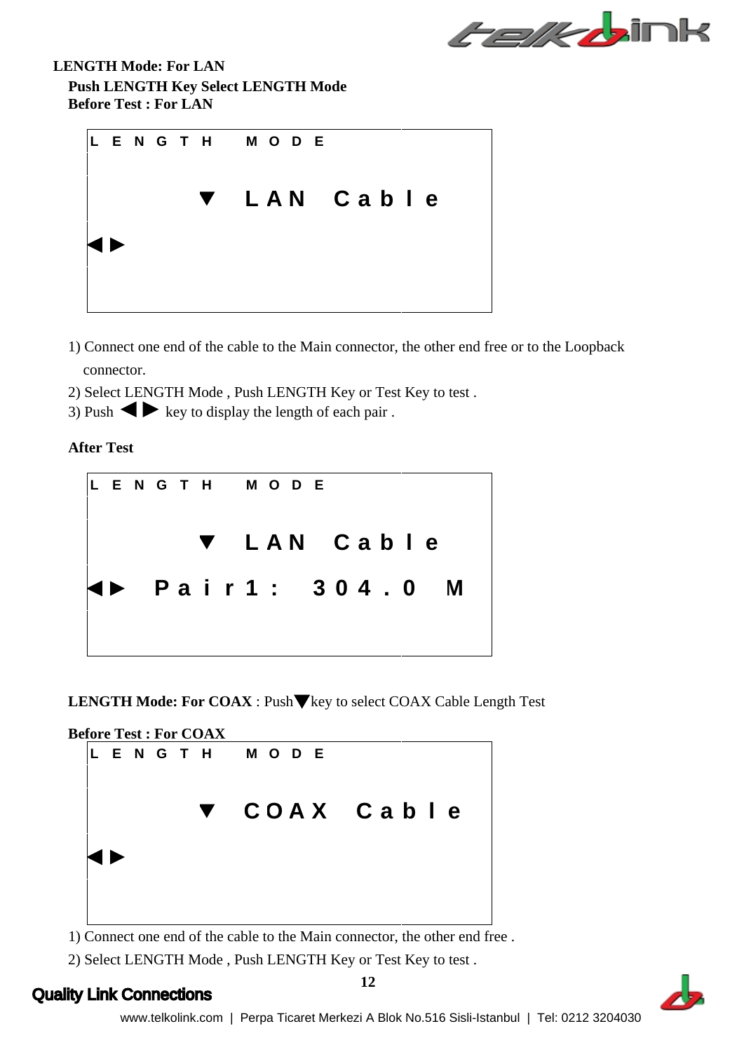**LENGTH Mode: For LAN**

**Push LENGTH Key Select LENGTH Mode**

**Before Test : For LAN**

```
L E N G T H   M O D E

          ▼  L A N   C a b l e

◀ ▶
```

1) Connect one end of the cable to the Main connector, the other end free or to the Loopback connector.

2) Select LENGTH Mode , Push LENGTH Key or Test Key to test .

3) Push ◀ ▶ key to display the length of each pair .

**After Test**

```
L E N G T H   M O D E

          ▼  L A N   C a b l e

◀ ▶   P a i r 1 :   3 0 4 . 0   M
```

**LENGTH Mode: For COAX** : Push ▼ key to select COAX Cable Length Test

**Before Test : For COAX**

```
L E N G T H   M O D E

          ▼  C O A X   C a b l e

◀ ▶
```

1) Connect one end of the cable to the Main connector, the other end free .

2) Select LENGTH Mode , Push LENGTH Key or Test Key to test .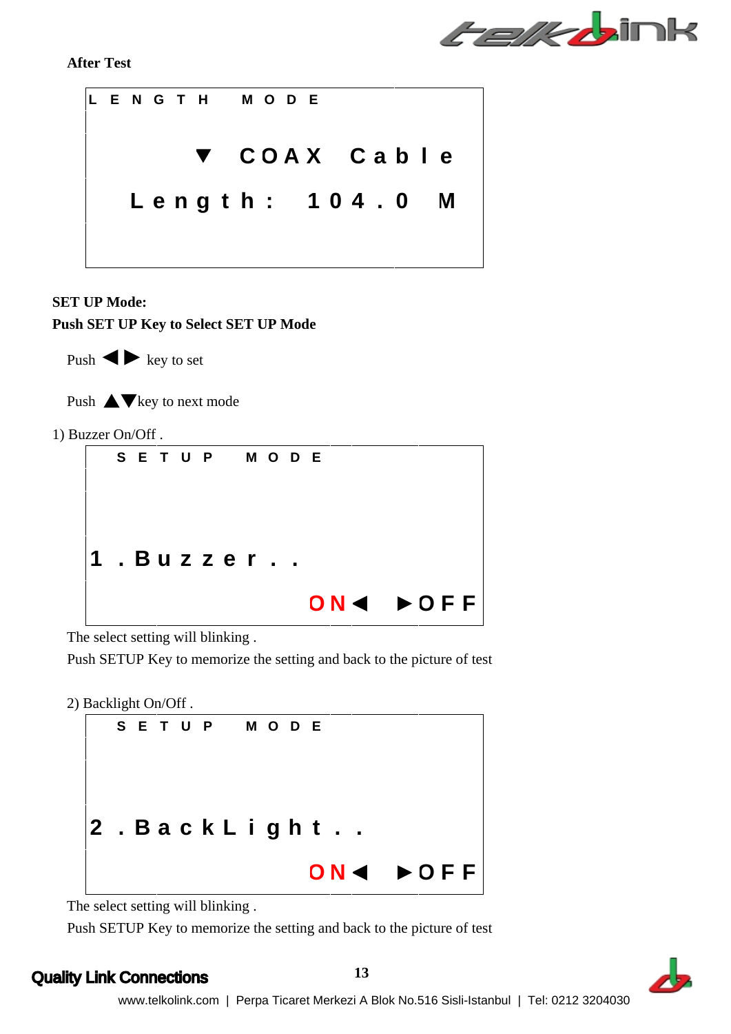**After Test**

```
LENGTH MODE

      ▼ COAX Cable
  Length: 104.0 M
```

**SET UP Mode:**

**Push SET UP Key to Select SET UP Mode**

Push ◄ ► key to set

Push ▲▼key to next mode

1) Buzzer On/Off .

```
SETUP MODE


1.Buzzer..
             ON◄  ►OFF
```

The select setting will blinking .

Push SETUP Key to memorize the setting and back to the picture of test

2) Backlight On/Off .

```
SETUP MODE


2.BackLight..
             ON◄  ►OFF
```

The select setting will blinking .

Push SETUP Key to memorize the setting and back to the picture of test

Quality Link Connections

www.telkolink.com | Perpa Ticaret Merkezi A Blok No.516 Sisli-Istanbul | Tel: 0212 3204030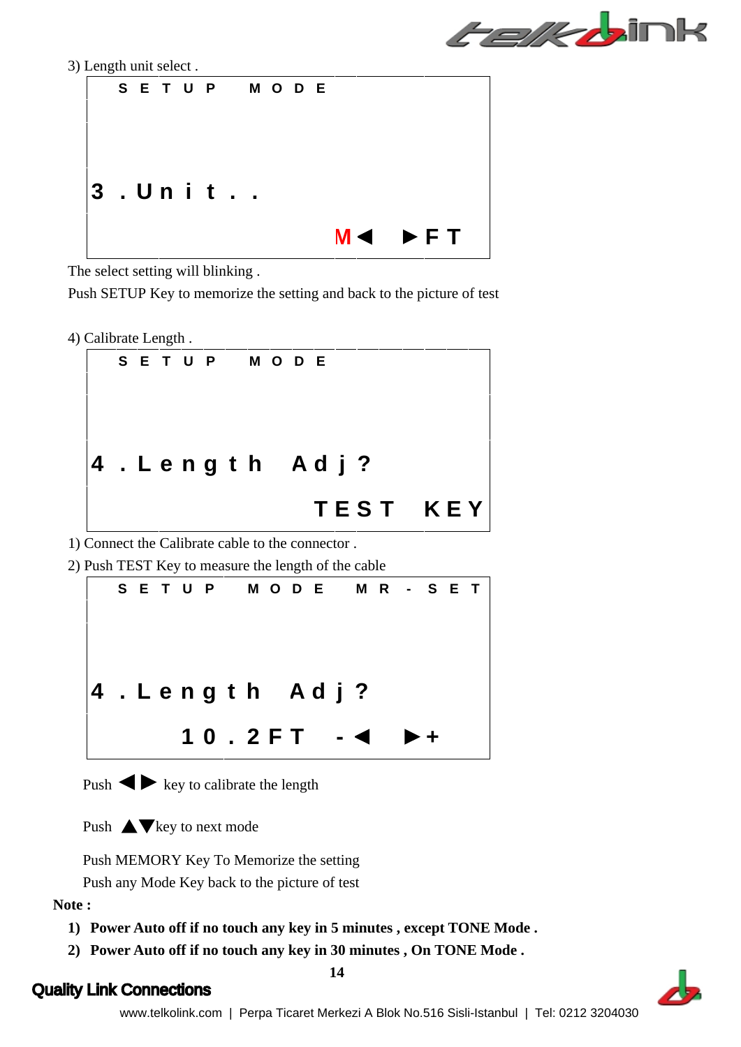3) Length unit select .

```
SETUP MODE

3.Unit..
                M◀  ▶FT
```

The select setting will blinking .

Push SETUP Key to memorize the setting and back to the picture of test

4) Calibrate Length .

```
SETUP MODE

4.Length Adj?
              TEST KEY
```

1) Connect the Calibrate cable to the connector .

2) Push TEST Key to measure the length of the cable

```
SETUP MODE   MR-SET

4.Length Adj?
      10.2FT  -◀  ▶+
```

Push ◀ ▶ key to calibrate the length

Push ▲▼key to next mode

Push MEMORY Key To Memorize the setting

Push any Mode Key back to the picture of test

**Note :**

1) **Power Auto off if no touch any key in 5 minutes , except TONE Mode .**
2) **Power Auto off if no touch any key in 30 minutes , On TONE Mode .**